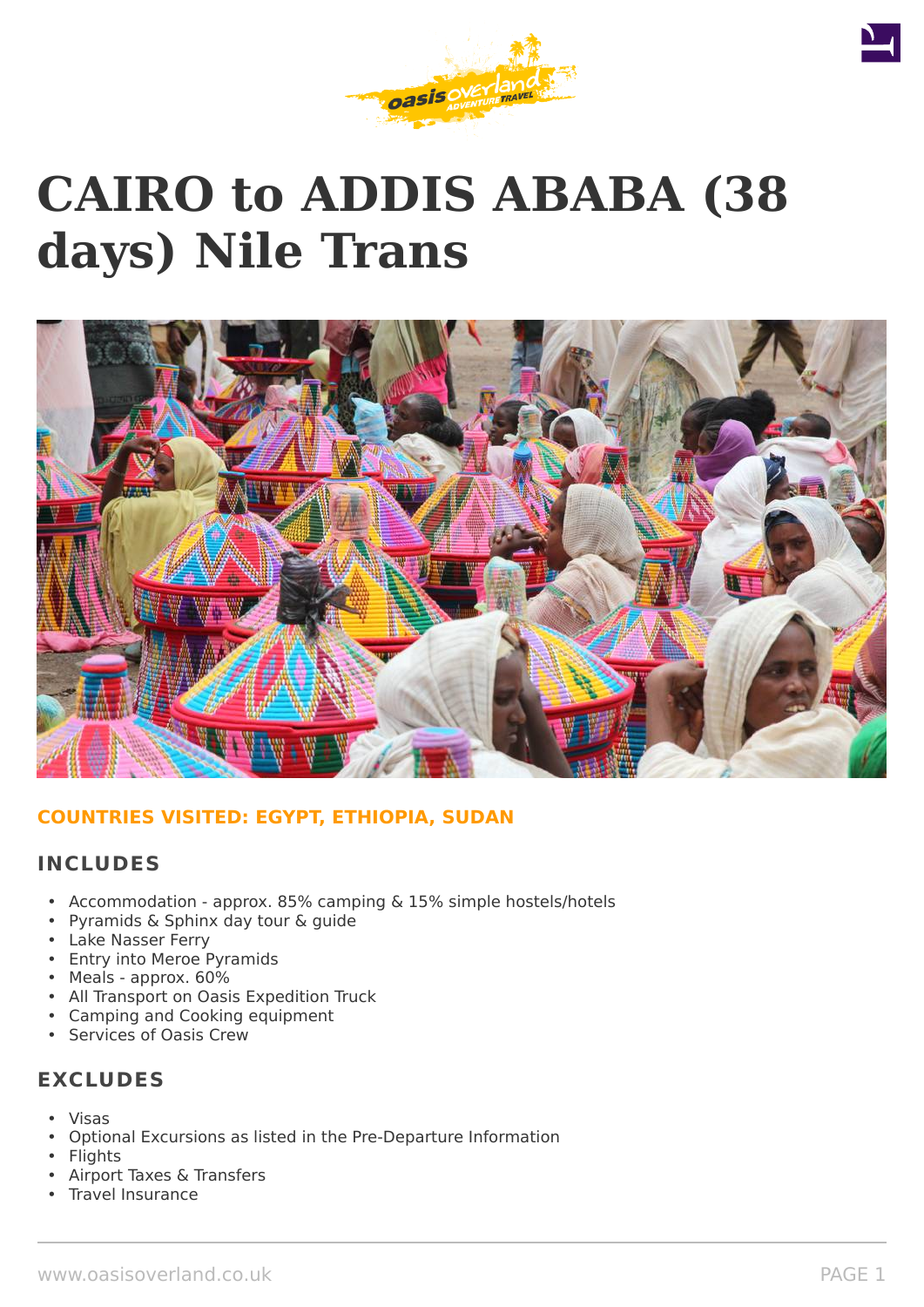# CAIRO to ADDIS ABABA (38 days) Nile Trans

**COUNTRIES VISITED: EGYPT, ETHIOPIA, SUDAN**

## INCLUDES

- Accommodation - approx. 85% camping & 15% simple hostels/hotels
- Pyramids & Sphinx day tour & guide
- Lake Nasser Ferry
- Entry into Meroe Pyramids
- Meals - approx. 60%
- All Transport on Oasis Expedition Truck
- Camping and Cooking equipment
- Services of Oasis Crew

## EXCLUDES

- Visas
- Optional Excursions as listed in the Pre-Departure Information
- Flights
- Airport Taxes & Transfers
- Travel Insurance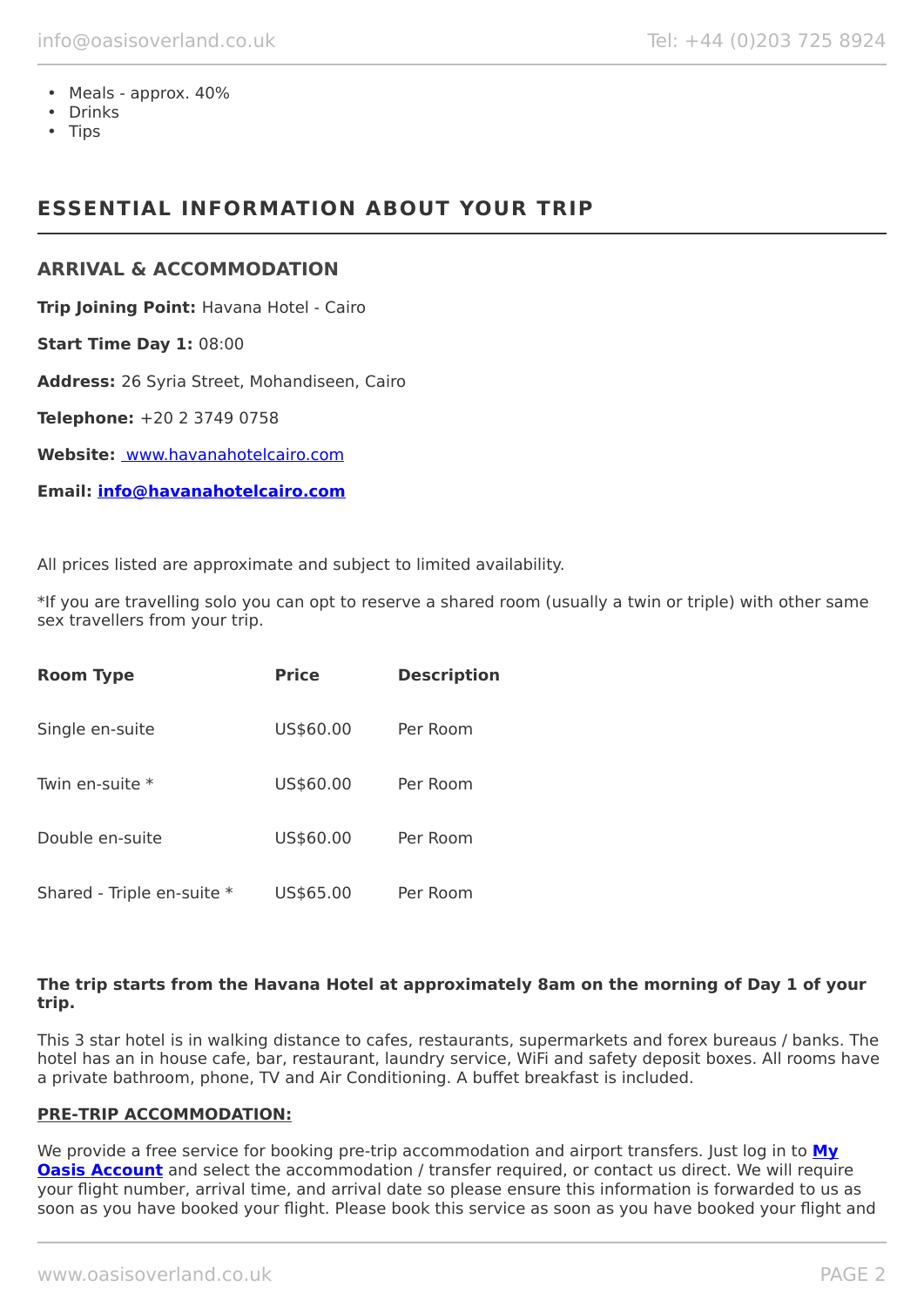- Meals - approx. 40%
- Drinks
- Tips

## ESSENTIAL INFORMATION ABOUT YOUR TRIP

### ARRIVAL & ACCOMMODATION

**Trip Joining Point:** Havana Hotel - Cairo

**Start Time Day 1:** 08:00

**Address:** 26 Syria Street, Mohandiseen, Cairo

**Telephone:** +20 2 3749 0758

**Website:** www.havanahotelcairo.com

**Email:** **info@havanahotelcairo.com**

All prices listed are approximate and subject to limited availability.

*If you are travelling solo you can opt to reserve a shared room (usually a twin or triple) with other same sex travellers from your trip.

| Room Type | Price | Description |
|---|---|---|
| Single en-suite | US$60.00 | Per Room |
| Twin en-suite * | US$60.00 | Per Room |
| Double en-suite | US$60.00 | Per Room |
| Shared - Triple en-suite * | US$65.00 | Per Room |

**The trip starts from the Havana Hotel at approximately 8am on the morning of Day 1 of your trip.**

This 3 star hotel is in walking distance to cafes, restaurants, supermarkets and forex bureaus / banks. The hotel has an in house cafe, bar, restaurant, laundry service, WiFi and safety deposit boxes. All rooms have a private bathroom, phone, TV and Air Conditioning. A buffet breakfast is included.

**PRE-TRIP ACCOMMODATION:**

We provide a free service for booking pre-trip accommodation and airport transfers. Just log in to **My Oasis Account** and select the accommodation / transfer required, or contact us direct. We will require your flight number, arrival time, and arrival date so please ensure this information is forwarded to us as soon as you have booked your flight. Please book this service as soon as you have booked your flight and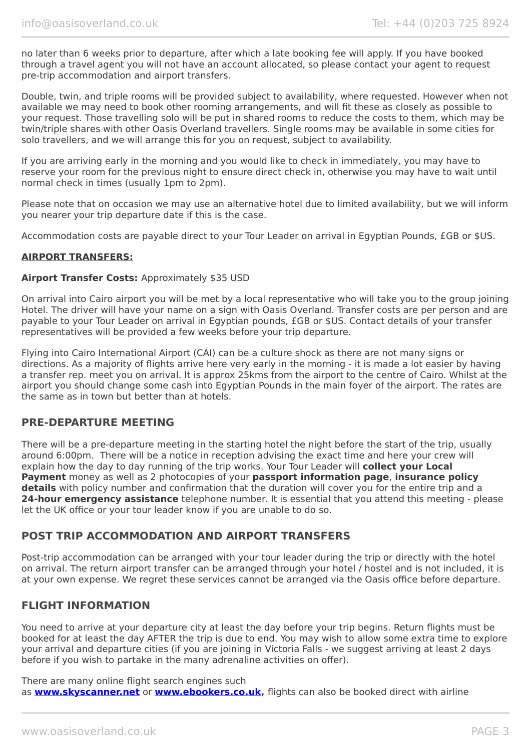no later than 6 weeks prior to departure, after which a late booking fee will apply. If you have booked through a travel agent you will not have an account allocated, so please contact your agent to request pre-trip accommodation and airport transfers.

Double, twin, and triple rooms will be provided subject to availability, where requested. However when not available we may need to book other rooming arrangements, and will fit these as closely as possible to your request. Those travelling solo will be put in shared rooms to reduce the costs to them, which may be twin/triple shares with other Oasis Overland travellers. Single rooms may be available in some cities for solo travellers, and we will arrange this for you on request, subject to availability.

If you are arriving early in the morning and you would like to check in immediately, you may have to reserve your room for the previous night to ensure direct check in, otherwise you may have to wait until normal check in times (usually 1pm to 2pm).

Please note that on occasion we may use an alternative hotel due to limited availability, but we will inform you nearer your trip departure date if this is the case.

Accommodation costs are payable direct to your Tour Leader on arrival in Egyptian Pounds, £GB or $US.

**AIRPORT TRANSFERS:**

**Airport Transfer Costs:** Approximately $35 USD

On arrival into Cairo airport you will be met by a local representative who will take you to the group joining Hotel. The driver will have your name on a sign with Oasis Overland. Transfer costs are per person and are payable to your Tour Leader on arrival in Egyptian pounds, £GB or $US. Contact details of your transfer representatives will be provided a few weeks before your trip departure.

Flying into Cairo International Airport (CAI) can be a culture shock as there are not many signs or directions. As a majority of flights arrive here very early in the morning - it is made a lot easier by having a transfer rep. meet you on arrival. It is approx 25kms from the airport to the centre of Cairo. Whilst at the airport you should change some cash into Egyptian Pounds in the main foyer of the airport. The rates are the same as in town but better than at hotels.

## PRE-DEPARTURE MEETING

There will be a pre-departure meeting in the starting hotel the night before the start of the trip, usually around 6:00pm. There will be a notice in reception advising the exact time and here your crew will explain how the day to day running of the trip works. Your Tour Leader will **collect your Local Payment** money as well as 2 photocopies of your **passport information page**, **insurance policy details** with policy number and confirmation that the duration will cover you for the entire trip and a **24-hour emergency assistance** telephone number. It is essential that you attend this meeting - please let the UK office or your tour leader know if you are unable to do so.

## POST TRIP ACCOMMODATION AND AIRPORT TRANSFERS

Post-trip accommodation can be arranged with your tour leader during the trip or directly with the hotel on arrival. The return airport transfer can be arranged through your hotel / hostel and is not included, it is at your own expense. We regret these services cannot be arranged via the Oasis office before departure.

## FLIGHT INFORMATION

You need to arrive at your departure city at least the day before your trip begins. Return flights must be booked for at least the day AFTER the trip is due to end. You may wish to allow some extra time to explore your arrival and departure cities (if you are joining in Victoria Falls - we suggest arriving at least 2 days before if you wish to partake in the many adrenaline activities on offer).

There are many online flight search engines such as **www.skyscanner.net** or **www.ebookers.co.uk,** flights can also be booked direct with airline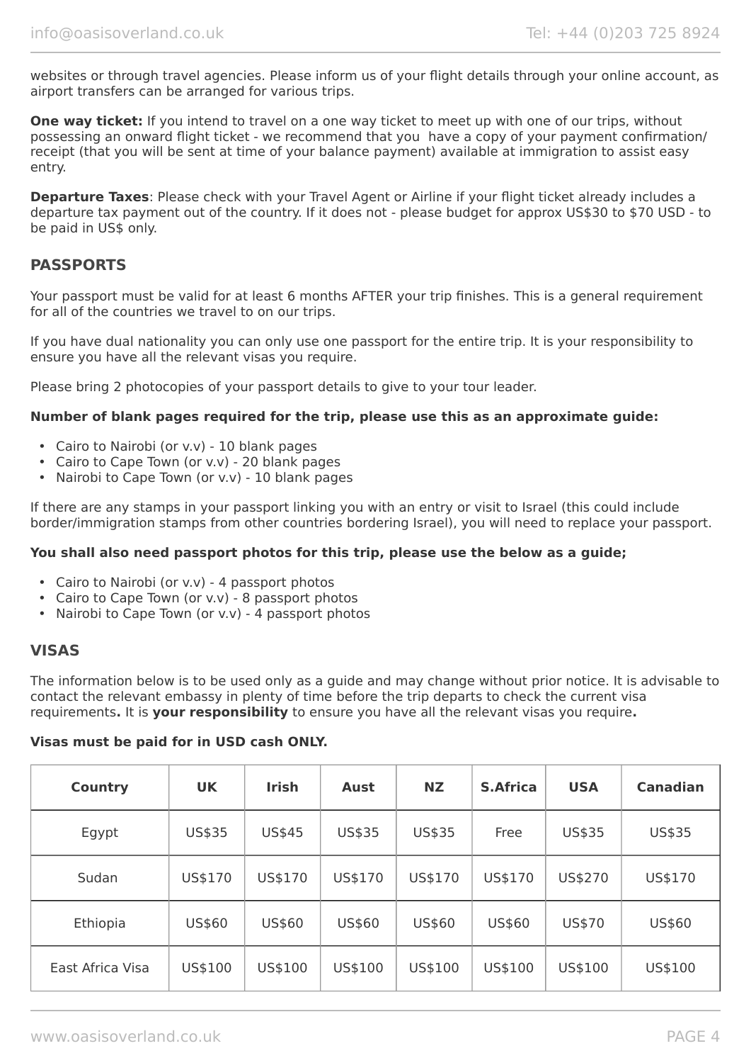websites or through travel agencies. Please inform us of your flight details through your online account, as airport transfers can be arranged for various trips.

**One way ticket:** If you intend to travel on a one way ticket to meet up with one of our trips, without possessing an onward flight ticket - we recommend that you have a copy of your payment confirmation/ receipt (that you will be sent at time of your balance payment) available at immigration to assist easy entry.

**Departure Taxes**: Please check with your Travel Agent or Airline if your flight ticket already includes a departure tax payment out of the country. If it does not - please budget for approx US$30 to $70 USD - to be paid in US$ only.

## PASSPORTS

Your passport must be valid for at least 6 months AFTER your trip finishes. This is a general requirement for all of the countries we travel to on our trips.

If you have dual nationality you can only use one passport for the entire trip. It is your responsibility to ensure you have all the relevant visas you require.

Please bring 2 photocopies of your passport details to give to your tour leader.

**Number of blank pages required for the trip, please use this as an approximate guide:**

- Cairo to Nairobi (or v.v) - 10 blank pages
- Cairo to Cape Town (or v.v) - 20 blank pages
- Nairobi to Cape Town (or v.v) - 10 blank pages

If there are any stamps in your passport linking you with an entry or visit to Israel (this could include border/immigration stamps from other countries bordering Israel), you will need to replace your passport.

**You shall also need passport photos for this trip, please use the below as a guide;**

- Cairo to Nairobi (or v.v) - 4 passport photos
- Cairo to Cape Town (or v.v) - 8 passport photos
- Nairobi to Cape Town (or v.v) - 4 passport photos

## VISAS

The information below is to be used only as a guide and may change without prior notice. It is advisable to contact the relevant embassy in plenty of time before the trip departs to check the current visa requirements**.** It is **your responsibility** to ensure you have all the relevant visas you require**.**

**Visas must be paid for in USD cash ONLY.**

| Country | UK | Irish | Aust | NZ | S.Africa | USA | Canadian |
|---|---|---|---|---|---|---|---|
| Egypt | US$35 | US$45 | US$35 | US$35 | Free | US$35 | US$35 |
| Sudan | US$170 | US$170 | US$170 | US$170 | US$170 | US$270 | US$170 |
| Ethiopia | US$60 | US$60 | US$60 | US$60 | US$60 | US$70 | US$60 |
| East Africa Visa | US$100 | US$100 | US$100 | US$100 | US$100 | US$100 | US$100 |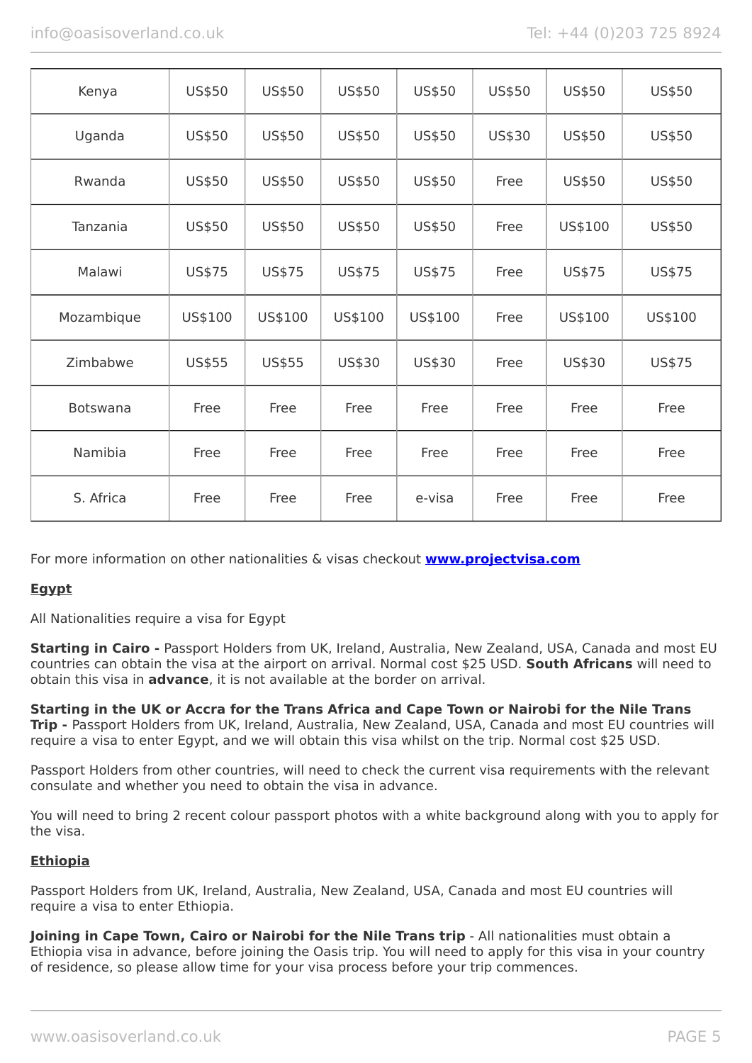| Kenya | US$50 | US$50 | US$50 | US$50 | US$50 | US$50 | US$50 |
|---|---|---|---|---|---|---|---|
| Uganda | US$50 | US$50 | US$50 | US$50 | US$30 | US$50 | US$50 |
| Rwanda | US$50 | US$50 | US$50 | US$50 | Free | US$50 | US$50 |
| Tanzania | US$50 | US$50 | US$50 | US$50 | Free | US$100 | US$50 |
| Malawi | US$75 | US$75 | US$75 | US$75 | Free | US$75 | US$75 |
| Mozambique | US$100 | US$100 | US$100 | US$100 | Free | US$100 | US$100 |
| Zimbabwe | US$55 | US$55 | US$30 | US$30 | Free | US$30 | US$75 |
| Botswana | Free | Free | Free | Free | Free | Free | Free |
| Namibia | Free | Free | Free | Free | Free | Free | Free |
| S. Africa | Free | Free | Free | e-visa | Free | Free | Free |

For more information on other nationalities & visas checkout **www.projectvisa.com**

## Egypt

All Nationalities require a visa for Egypt

**Starting in Cairo -** Passport Holders from UK, Ireland, Australia, New Zealand, USA, Canada and most EU countries can obtain the visa at the airport on arrival. Normal cost $25 USD. **South Africans** will need to obtain this visa in **advance**, it is not available at the border on arrival.

**Starting in the UK or Accra for the Trans Africa and Cape Town or Nairobi for the Nile Trans Trip -** Passport Holders from UK, Ireland, Australia, New Zealand, USA, Canada and most EU countries will require a visa to enter Egypt, and we will obtain this visa whilst on the trip. Normal cost $25 USD.

Passport Holders from other countries, will need to check the current visa requirements with the relevant consulate and whether you need to obtain the visa in advance.

You will need to bring 2 recent colour passport photos with a white background along with you to apply for the visa.

## Ethiopia

Passport Holders from UK, Ireland, Australia, New Zealand, USA, Canada and most EU countries will require a visa to enter Ethiopia.

**Joining in Cape Town, Cairo or Nairobi for the Nile Trans trip** - All nationalities must obtain a Ethiopia visa in advance, before joining the Oasis trip. You will need to apply for this visa in your country of residence, so please allow time for your visa process before your trip commences.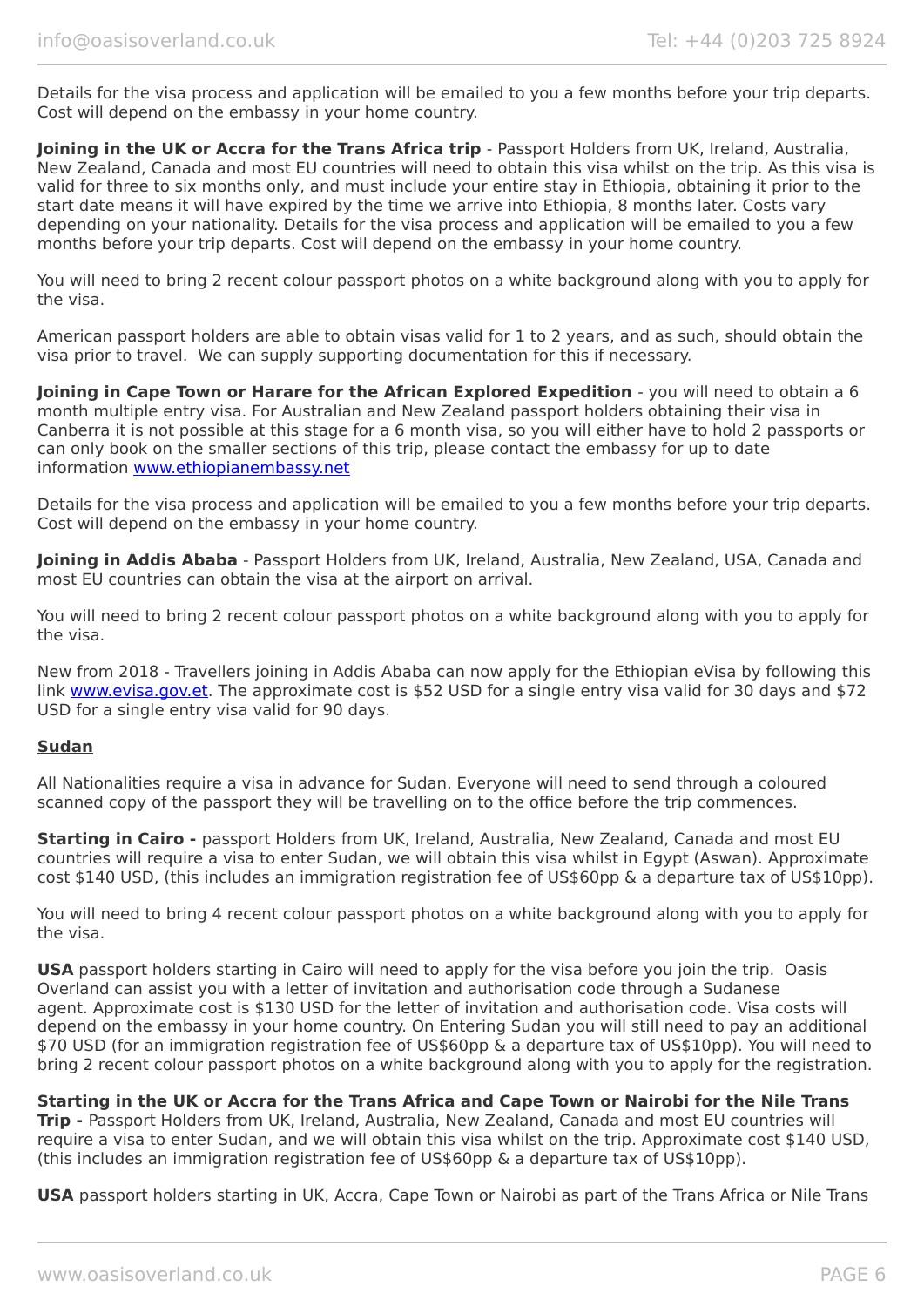Details for the visa process and application will be emailed to you a few months before your trip departs. Cost will depend on the embassy in your home country.

**Joining in the UK or Accra for the Trans Africa trip** - Passport Holders from UK, Ireland, Australia, New Zealand, Canada and most EU countries will need to obtain this visa whilst on the trip. As this visa is valid for three to six months only, and must include your entire stay in Ethiopia, obtaining it prior to the start date means it will have expired by the time we arrive into Ethiopia, 8 months later. Costs vary depending on your nationality. Details for the visa process and application will be emailed to you a few months before your trip departs. Cost will depend on the embassy in your home country.

You will need to bring 2 recent colour passport photos on a white background along with you to apply for the visa.

American passport holders are able to obtain visas valid for 1 to 2 years, and as such, should obtain the visa prior to travel. We can supply supporting documentation for this if necessary.

**Joining in Cape Town or Harare for the African Explored Expedition** - you will need to obtain a 6 month multiple entry visa. For Australian and New Zealand passport holders obtaining their visa in Canberra it is not possible at this stage for a 6 month visa, so you will either have to hold 2 passports or can only book on the smaller sections of this trip, please contact the embassy for up to date information [www.ethiopianembassy.net](http://www.ethiopianembassy.net)

Details for the visa process and application will be emailed to you a few months before your trip departs. Cost will depend on the embassy in your home country.

**Joining in Addis Ababa** - Passport Holders from UK, Ireland, Australia, New Zealand, USA, Canada and most EU countries can obtain the visa at the airport on arrival.

You will need to bring 2 recent colour passport photos on a white background along with you to apply for the visa.

New from 2018 - Travellers joining in Addis Ababa can now apply for the Ethiopian eVisa by following this link [www.evisa.gov.et](http://www.evisa.gov.et). The approximate cost is $52 USD for a single entry visa valid for 30 days and $72 USD for a single entry visa valid for 90 days.

## Sudan

All Nationalities require a visa in advance for Sudan. Everyone will need to send through a coloured scanned copy of the passport they will be travelling on to the office before the trip commences.

**Starting in Cairo -** passport Holders from UK, Ireland, Australia, New Zealand, Canada and most EU countries will require a visa to enter Sudan, we will obtain this visa whilst in Egypt (Aswan). Approximate cost $140 USD, (this includes an immigration registration fee of US$60pp & a departure tax of US$10pp).

You will need to bring 4 recent colour passport photos on a white background along with you to apply for the visa.

**USA** passport holders starting in Cairo will need to apply for the visa before you join the trip. Oasis Overland can assist you with a letter of invitation and authorisation code through a Sudanese agent. Approximate cost is $130 USD for the letter of invitation and authorisation code. Visa costs will depend on the embassy in your home country. On Entering Sudan you will still need to pay an additional $70 USD (for an immigration registration fee of US$60pp & a departure tax of US$10pp). You will need to bring 2 recent colour passport photos on a white background along with you to apply for the registration.

**Starting in the UK or Accra for the Trans Africa and Cape Town or Nairobi for the Nile Trans Trip -** Passport Holders from UK, Ireland, Australia, New Zealand, Canada and most EU countries will require a visa to enter Sudan, and we will obtain this visa whilst on the trip. Approximate cost $140 USD, (this includes an immigration registration fee of US$60pp & a departure tax of US$10pp).

**USA** passport holders starting in UK, Accra, Cape Town or Nairobi as part of the Trans Africa or Nile Trans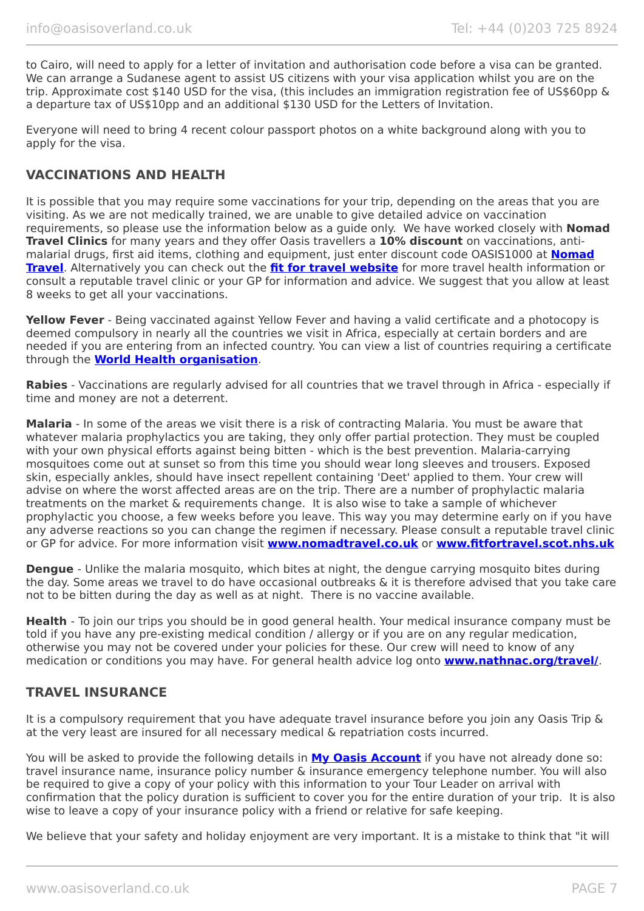to Cairo, will need to apply for a letter of invitation and authorisation code before a visa can be granted. We can arrange a Sudanese agent to assist US citizens with your visa application whilst you are on the trip. Approximate cost $140 USD for the visa, (this includes an immigration registration fee of US$60pp & a departure tax of US$10pp and an additional $130 USD for the Letters of Invitation.

Everyone will need to bring 4 recent colour passport photos on a white background along with you to apply for the visa.

## VACCINATIONS AND HEALTH

It is possible that you may require some vaccinations for your trip, depending on the areas that you are visiting. As we are not medically trained, we are unable to give detailed advice on vaccination requirements, so please use the information below as a guide only. We have worked closely with **Nomad Travel Clinics** for many years and they offer Oasis travellers a **10% discount** on vaccinations, anti-malarial drugs, first aid items, clothing and equipment, just enter discount code OASIS1000 at **Nomad Travel**. Alternatively you can check out the **fit for travel website** for more travel health information or consult a reputable travel clinic or your GP for information and advice. We suggest that you allow at least 8 weeks to get all your vaccinations.

**Yellow Fever** - Being vaccinated against Yellow Fever and having a valid certificate and a photocopy is deemed compulsory in nearly all the countries we visit in Africa, especially at certain borders and are needed if you are entering from an infected country. You can view a list of countries requiring a certificate through the **World Health organisation**.

**Rabies** - Vaccinations are regularly advised for all countries that we travel through in Africa - especially if time and money are not a deterrent.

**Malaria** - In some of the areas we visit there is a risk of contracting Malaria. You must be aware that whatever malaria prophylactics you are taking, they only offer partial protection. They must be coupled with your own physical efforts against being bitten - which is the best prevention. Malaria-carrying mosquitoes come out at sunset so from this time you should wear long sleeves and trousers. Exposed skin, especially ankles, should have insect repellent containing 'Deet' applied to them. Your crew will advise on where the worst affected areas are on the trip. There are a number of prophylactic malaria treatments on the market & requirements change. It is also wise to take a sample of whichever prophylactic you choose, a few weeks before you leave. This way you may determine early on if you have any adverse reactions so you can change the regimen if necessary. Please consult a reputable travel clinic or GP for advice. For more information visit **www.nomadtravel.co.uk** or **www.fitfortravel.scot.nhs.uk**

**Dengue** - Unlike the malaria mosquito, which bites at night, the dengue carrying mosquito bites during the day. Some areas we travel to do have occasional outbreaks & it is therefore advised that you take care not to be bitten during the day as well as at night. There is no vaccine available.

**Health** - To join our trips you should be in good general health. Your medical insurance company must be told if you have any pre-existing medical condition / allergy or if you are on any regular medication, otherwise you may not be covered under your policies for these. Our crew will need to know of any medication or conditions you may have. For general health advice log onto **www.nathnac.org/travel/**.

## TRAVEL INSURANCE

It is a compulsory requirement that you have adequate travel insurance before you join any Oasis Trip & at the very least are insured for all necessary medical & repatriation costs incurred.

You will be asked to provide the following details in **My Oasis Account** if you have not already done so: travel insurance name, insurance policy number & insurance emergency telephone number. You will also be required to give a copy of your policy with this information to your Tour Leader on arrival with confirmation that the policy duration is sufficient to cover you for the entire duration of your trip. It is also wise to leave a copy of your insurance policy with a friend or relative for safe keeping.

We believe that your safety and holiday enjoyment are very important. It is a mistake to think that "it will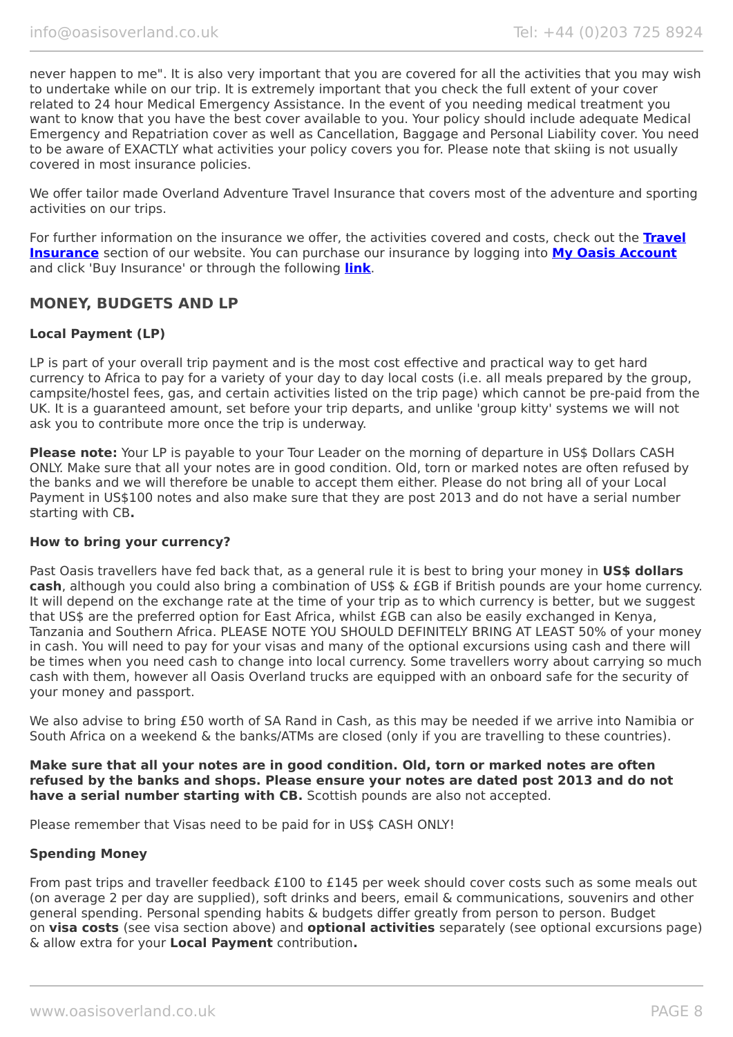never happen to me". It is also very important that you are covered for all the activities that you may wish to undertake while on our trip. It is extremely important that you check the full extent of your cover related to 24 hour Medical Emergency Assistance. In the event of you needing medical treatment you want to know that you have the best cover available to you. Your policy should include adequate Medical Emergency and Repatriation cover as well as Cancellation, Baggage and Personal Liability cover. You need to be aware of EXACTLY what activities your policy covers you for. Please note that skiing is not usually covered in most insurance policies.

We offer tailor made Overland Adventure Travel Insurance that covers most of the adventure and sporting activities on our trips.

For further information on the insurance we offer, the activities covered and costs, check out the **Travel Insurance** section of our website. You can purchase our insurance by logging into **My Oasis Account** and click 'Buy Insurance' or through the following **link**.

## MONEY, BUDGETS AND LP

### Local Payment (LP)

LP is part of your overall trip payment and is the most cost effective and practical way to get hard currency to Africa to pay for a variety of your day to day local costs (i.e. all meals prepared by the group, campsite/hostel fees, gas, and certain activities listed on the trip page) which cannot be pre-paid from the UK. It is a guaranteed amount, set before your trip departs, and unlike 'group kitty' systems we will not ask you to contribute more once the trip is underway.

**Please note:** Your LP is payable to your Tour Leader on the morning of departure in US$ Dollars CASH ONLY. Make sure that all your notes are in good condition. Old, torn or marked notes are often refused by the banks and we will therefore be unable to accept them either. Please do not bring all of your Local Payment in US$100 notes and also make sure that they are post 2013 and do not have a serial number starting with CB**.**

### How to bring your currency?

Past Oasis travellers have fed back that, as a general rule it is best to bring your money in **US$ dollars cash**, although you could also bring a combination of US$ & £GB if British pounds are your home currency. It will depend on the exchange rate at the time of your trip as to which currency is better, but we suggest that US$ are the preferred option for East Africa, whilst £GB can also be easily exchanged in Kenya, Tanzania and Southern Africa. PLEASE NOTE YOU SHOULD DEFINITELY BRING AT LEAST 50% of your money in cash. You will need to pay for your visas and many of the optional excursions using cash and there will be times when you need cash to change into local currency. Some travellers worry about carrying so much cash with them, however all Oasis Overland trucks are equipped with an onboard safe for the security of your money and passport.

We also advise to bring £50 worth of SA Rand in Cash, as this may be needed if we arrive into Namibia or South Africa on a weekend & the banks/ATMs are closed (only if you are travelling to these countries).

**Make sure that all your notes are in good condition. Old, torn or marked notes are often refused by the banks and shops. Please ensure your notes are dated post 2013 and do not have a serial number starting with CB.** Scottish pounds are also not accepted.

Please remember that Visas need to be paid for in US$ CASH ONLY!

### Spending Money

From past trips and traveller feedback £100 to £145 per week should cover costs such as some meals out (on average 2 per day are supplied), soft drinks and beers, email & communications, souvenirs and other general spending. Personal spending habits & budgets differ greatly from person to person. Budget on **visa costs** (see visa section above) and **optional activities** separately (see optional excursions page) & allow extra for your **Local Payment** contribution**.**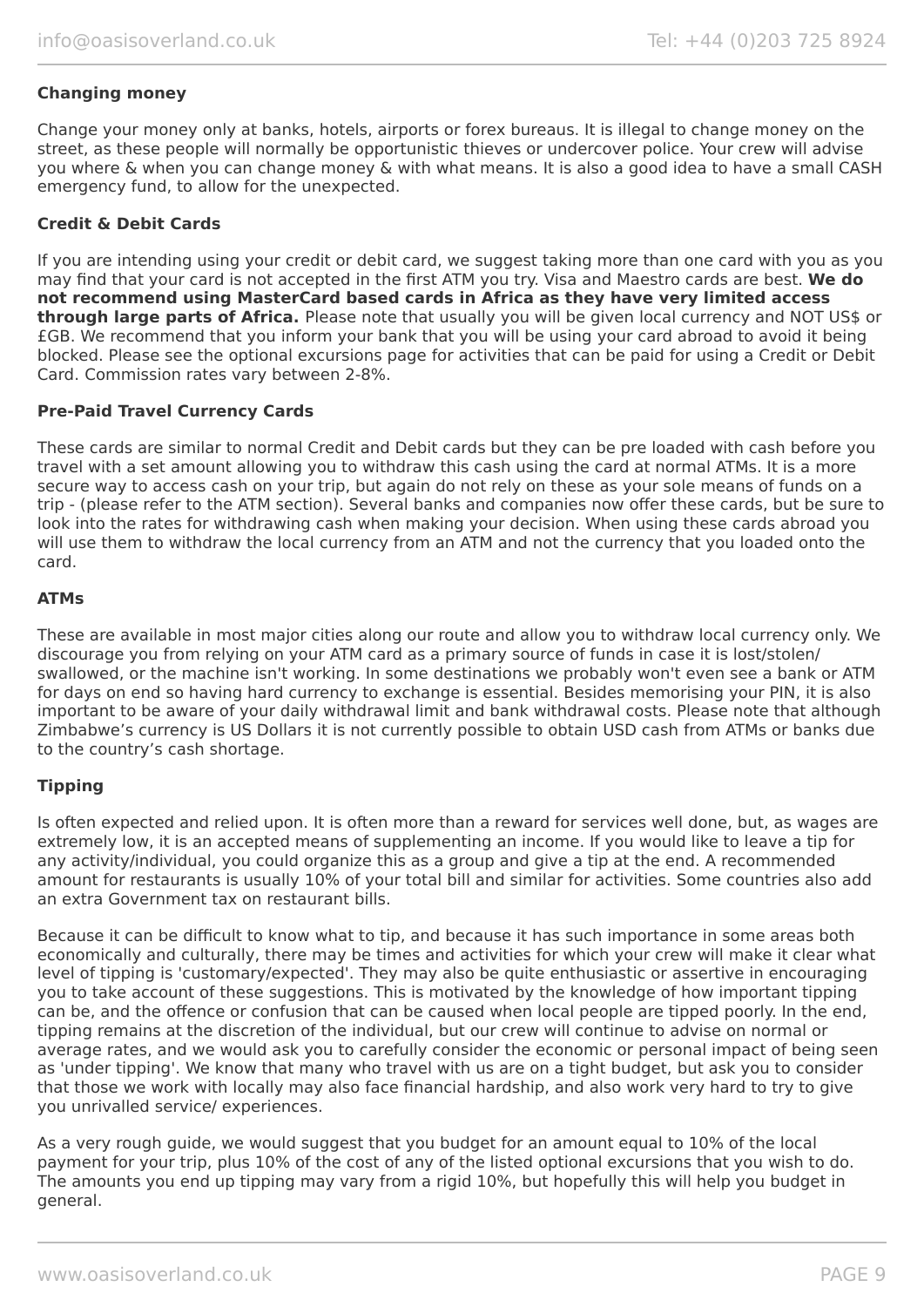### Changing money

Change your money only at banks, hotels, airports or forex bureaus. It is illegal to change money on the street, as these people will normally be opportunistic thieves or undercover police. Your crew will advise you where & when you can change money & with what means. It is also a good idea to have a small CASH emergency fund, to allow for the unexpected.

### Credit & Debit Cards

If you are intending using your credit or debit card, we suggest taking more than one card with you as you may find that your card is not accepted in the first ATM you try. Visa and Maestro cards are best. **We do not recommend using MasterCard based cards in Africa as they have very limited access through large parts of Africa.** Please note that usually you will be given local currency and NOT US$ or £GB. We recommend that you inform your bank that you will be using your card abroad to avoid it being blocked. Please see the optional excursions page for activities that can be paid for using a Credit or Debit Card. Commission rates vary between 2-8%.

### Pre-Paid Travel Currency Cards

These cards are similar to normal Credit and Debit cards but they can be pre loaded with cash before you travel with a set amount allowing you to withdraw this cash using the card at normal ATMs. It is a more secure way to access cash on your trip, but again do not rely on these as your sole means of funds on a trip - (please refer to the ATM section). Several banks and companies now offer these cards, but be sure to look into the rates for withdrawing cash when making your decision. When using these cards abroad you will use them to withdraw the local currency from an ATM and not the currency that you loaded onto the card.

### ATMs

These are available in most major cities along our route and allow you to withdraw local currency only. We discourage you from relying on your ATM card as a primary source of funds in case it is lost/stolen/ swallowed, or the machine isn't working. In some destinations we probably won't even see a bank or ATM for days on end so having hard currency to exchange is essential. Besides memorising your PIN, it is also important to be aware of your daily withdrawal limit and bank withdrawal costs. Please note that although Zimbabwe's currency is US Dollars it is not currently possible to obtain USD cash from ATMs or banks due to the country's cash shortage.

### Tipping

Is often expected and relied upon. It is often more than a reward for services well done, but, as wages are extremely low, it is an accepted means of supplementing an income. If you would like to leave a tip for any activity/individual, you could organize this as a group and give a tip at the end. A recommended amount for restaurants is usually 10% of your total bill and similar for activities. Some countries also add an extra Government tax on restaurant bills.

Because it can be difficult to know what to tip, and because it has such importance in some areas both economically and culturally, there may be times and activities for which your crew will make it clear what level of tipping is 'customary/expected'. They may also be quite enthusiastic or assertive in encouraging you to take account of these suggestions. This is motivated by the knowledge of how important tipping can be, and the offence or confusion that can be caused when local people are tipped poorly. In the end, tipping remains at the discretion of the individual, but our crew will continue to advise on normal or average rates, and we would ask you to carefully consider the economic or personal impact of being seen as 'under tipping'. We know that many who travel with us are on a tight budget, but ask you to consider that those we work with locally may also face financial hardship, and also work very hard to try to give you unrivalled service/ experiences.

As a very rough guide, we would suggest that you budget for an amount equal to 10% of the local payment for your trip, plus 10% of the cost of any of the listed optional excursions that you wish to do. The amounts you end up tipping may vary from a rigid 10%, but hopefully this will help you budget in general.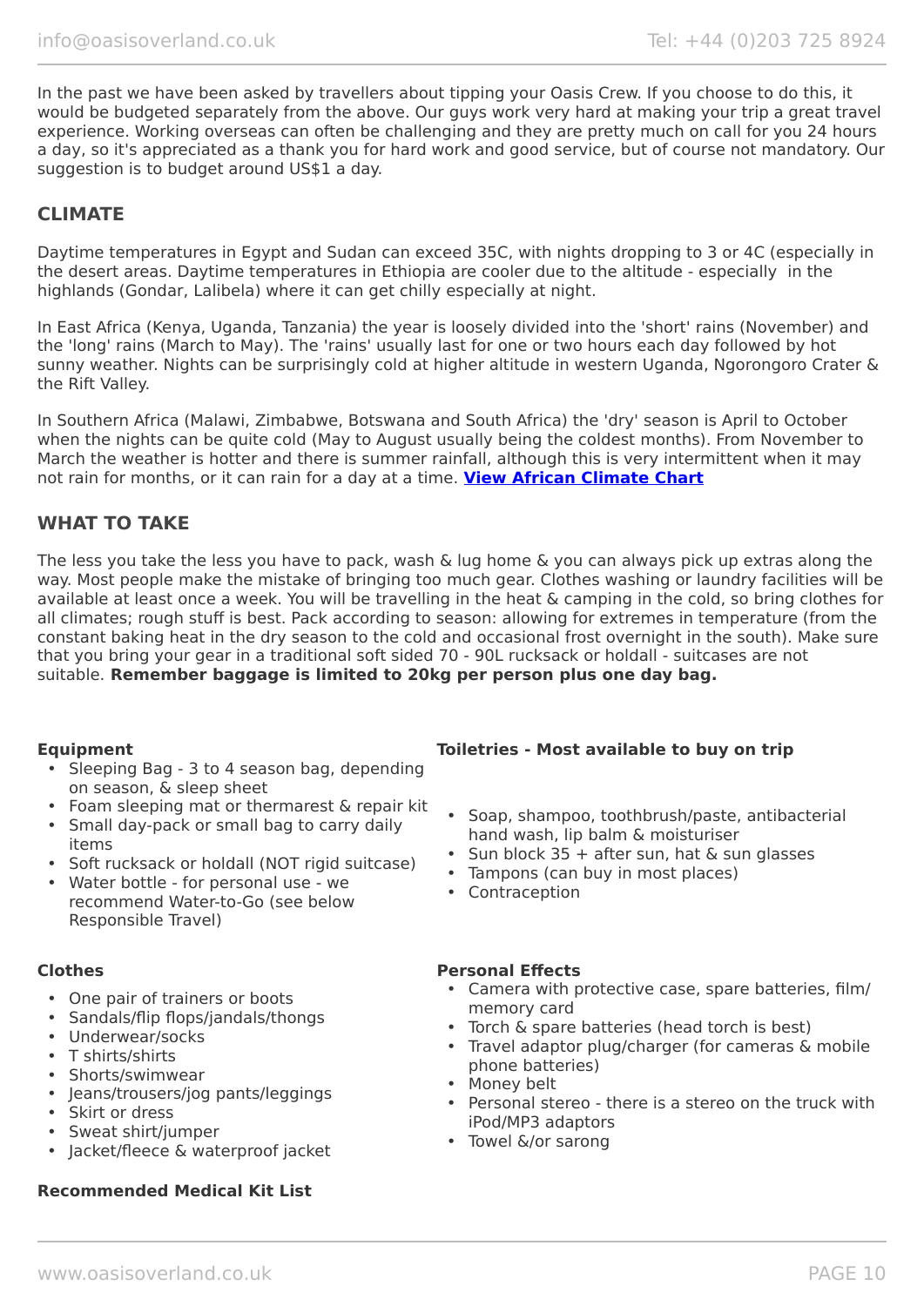In the past we have been asked by travellers about tipping your Oasis Crew. If you choose to do this, it would be budgeted separately from the above. Our guys work very hard at making your trip a great travel experience. Working overseas can often be challenging and they are pretty much on call for you 24 hours a day, so it's appreciated as a thank you for hard work and good service, but of course not mandatory. Our suggestion is to budget around US$1 a day.

## CLIMATE

Daytime temperatures in Egypt and Sudan can exceed 35C, with nights dropping to 3 or 4C (especially in the desert areas. Daytime temperatures in Ethiopia are cooler due to the altitude - especially in the highlands (Gondar, Lalibela) where it can get chilly especially at night.

In East Africa (Kenya, Uganda, Tanzania) the year is loosely divided into the 'short' rains (November) and the 'long' rains (March to May). The 'rains' usually last for one or two hours each day followed by hot sunny weather. Nights can be surprisingly cold at higher altitude in western Uganda, Ngorongoro Crater & the Rift Valley.

In Southern Africa (Malawi, Zimbabwe, Botswana and South Africa) the 'dry' season is April to October when the nights can be quite cold (May to August usually being the coldest months). From November to March the weather is hotter and there is summer rainfall, although this is very intermittent when it may not rain for months, or it can rain for a day at a time. **View African Climate Chart**

## WHAT TO TAKE

The less you take the less you have to pack, wash & lug home & you can always pick up extras along the way. Most people make the mistake of bringing too much gear. Clothes washing or laundry facilities will be available at least once a week. You will be travelling in the heat & camping in the cold, so bring clothes for all climates; rough stuff is best. Pack according to season: allowing for extremes in temperature (from the constant baking heat in the dry season to the cold and occasional frost overnight in the south). Make sure that you bring your gear in a traditional soft sided 70 - 90L rucksack or holdall - suitcases are not suitable. **Remember baggage is limited to 20kg per person plus one day bag.**

**Equipment**

- Sleeping Bag - 3 to 4 season bag, depending on season, & sleep sheet
- Foam sleeping mat or thermarest & repair kit
- Small day-pack or small bag to carry daily items
- Soft rucksack or holdall (NOT rigid suitcase)
- Water bottle - for personal use - we recommend Water-to-Go (see below Responsible Travel)

**Clothes**

- One pair of trainers or boots
- Sandals/flip flops/jandals/thongs
- Underwear/socks
- T shirts/shirts
- Shorts/swimwear
- Jeans/trousers/jog pants/leggings
- Skirt or dress
- Sweat shirt/jumper
- Jacket/fleece & waterproof jacket

**Recommended Medical Kit List**

**Toiletries - Most available to buy on trip**

- Soap, shampoo, toothbrush/paste, antibacterial hand wash, lip balm & moisturiser
- Sun block 35 + after sun, hat & sun glasses
- Tampons (can buy in most places)
- Contraception

**Personal Effects**

- Camera with protective case, spare batteries, film/ memory card
- Torch & spare batteries (head torch is best)
- Travel adaptor plug/charger (for cameras & mobile phone batteries)
- Money belt
- Personal stereo - there is a stereo on the truck with iPod/MP3 adaptors
- Towel &/or sarong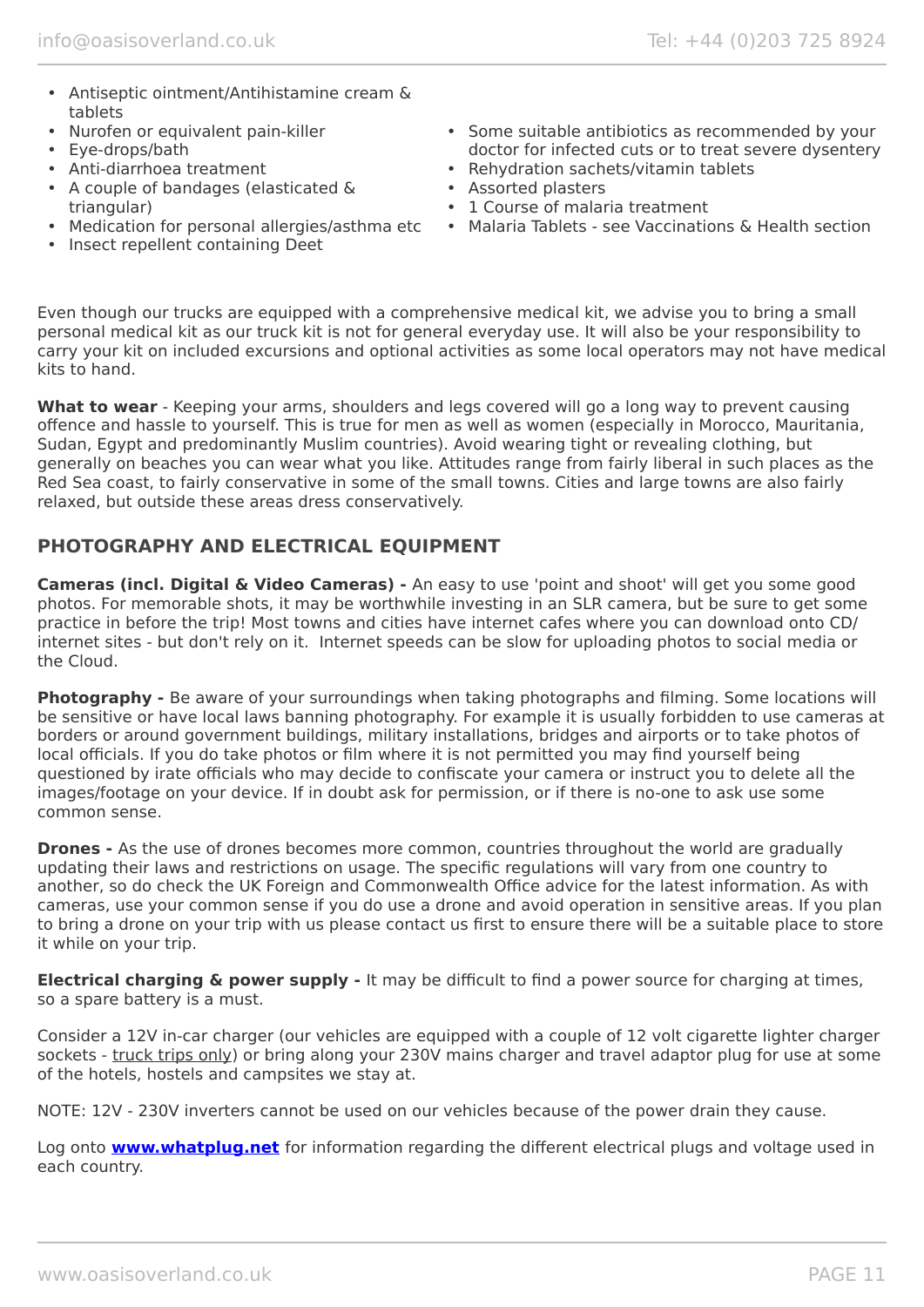- Antiseptic ointment/Antihistamine cream & tablets
- Nurofen or equivalent pain-killer
- Eye-drops/bath
- Anti-diarrhoea treatment
- A couple of bandages (elasticated & triangular)
- Medication for personal allergies/asthma etc
- Insect repellent containing Deet
- Some suitable antibiotics as recommended by your doctor for infected cuts or to treat severe dysentery
- Rehydration sachets/vitamin tablets
- Assorted plasters
- 1 Course of malaria treatment
- Malaria Tablets - see Vaccinations & Health section

Even though our trucks are equipped with a comprehensive medical kit, we advise you to bring a small personal medical kit as our truck kit is not for general everyday use. It will also be your responsibility to carry your kit on included excursions and optional activities as some local operators may not have medical kits to hand.

**What to wear** - Keeping your arms, shoulders and legs covered will go a long way to prevent causing offence and hassle to yourself. This is true for men as well as women (especially in Morocco, Mauritania, Sudan, Egypt and predominantly Muslim countries). Avoid wearing tight or revealing clothing, but generally on beaches you can wear what you like. Attitudes range from fairly liberal in such places as the Red Sea coast, to fairly conservative in some of the small towns. Cities and large towns are also fairly relaxed, but outside these areas dress conservatively.

## PHOTOGRAPHY AND ELECTRICAL EQUIPMENT

**Cameras (incl. Digital & Video Cameras) -** An easy to use 'point and shoot' will get you some good photos. For memorable shots, it may be worthwhile investing in an SLR camera, but be sure to get some practice in before the trip! Most towns and cities have internet cafes where you can download onto CD/ internet sites - but don't rely on it. Internet speeds can be slow for uploading photos to social media or the Cloud.

**Photography -** Be aware of your surroundings when taking photographs and filming. Some locations will be sensitive or have local laws banning photography. For example it is usually forbidden to use cameras at borders or around government buildings, military installations, bridges and airports or to take photos of local officials. If you do take photos or film where it is not permitted you may find yourself being questioned by irate officials who may decide to confiscate your camera or instruct you to delete all the images/footage on your device. If in doubt ask for permission, or if there is no-one to ask use some common sense.

**Drones -** As the use of drones becomes more common, countries throughout the world are gradually updating their laws and restrictions on usage. The specific regulations will vary from one country to another, so do check the UK Foreign and Commonwealth Office advice for the latest information. As with cameras, use your common sense if you do use a drone and avoid operation in sensitive areas. If you plan to bring a drone on your trip with us please contact us first to ensure there will be a suitable place to store it while on your trip.

**Electrical charging & power supply -** It may be difficult to find a power source for charging at times, so a spare battery is a must.

Consider a 12V in-car charger (our vehicles are equipped with a couple of 12 volt cigarette lighter charger sockets - truck trips only) or bring along your 230V mains charger and travel adaptor plug for use at some of the hotels, hostels and campsites we stay at.

NOTE: 12V - 230V inverters cannot be used on our vehicles because of the power drain they cause.

Log onto **www.whatplug.net** for information regarding the different electrical plugs and voltage used in each country.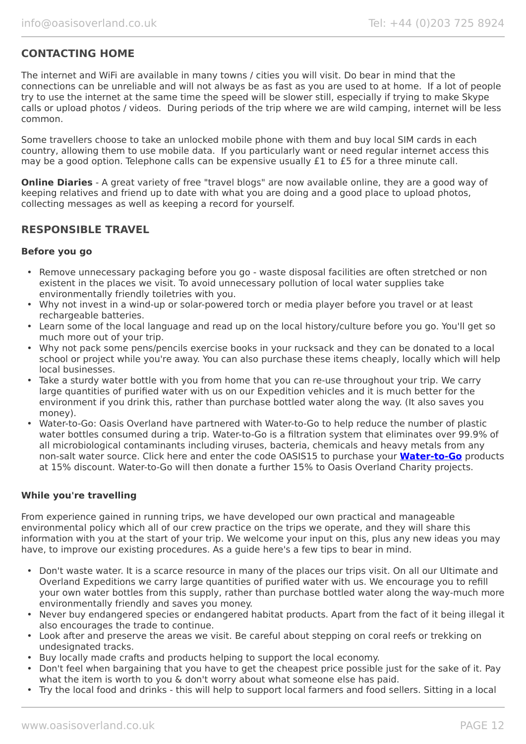## CONTACTING HOME

The internet and WiFi are available in many towns / cities you will visit. Do bear in mind that the connections can be unreliable and will not always be as fast as you are used to at home. If a lot of people try to use the internet at the same time the speed will be slower still, especially if trying to make Skype calls or upload photos / videos. During periods of the trip where we are wild camping, internet will be less common.

Some travellers choose to take an unlocked mobile phone with them and buy local SIM cards in each country, allowing them to use mobile data. If you particularly want or need regular internet access this may be a good option. Telephone calls can be expensive usually £1 to £5 for a three minute call.

**Online Diaries** - A great variety of free "travel blogs" are now available online, they are a good way of keeping relatives and friend up to date with what you are doing and a good place to upload photos, collecting messages as well as keeping a record for yourself.

## RESPONSIBLE TRAVEL

**Before you go**

- Remove unnecessary packaging before you go - waste disposal facilities are often stretched or non existent in the places we visit. To avoid unnecessary pollution of local water supplies take environmentally friendly toiletries with you.
- Why not invest in a wind-up or solar-powered torch or media player before you travel or at least rechargeable batteries.
- Learn some of the local language and read up on the local history/culture before you go. You'll get so much more out of your trip.
- Why not pack some pens/pencils exercise books in your rucksack and they can be donated to a local school or project while you're away. You can also purchase these items cheaply, locally which will help local businesses.
- Take a sturdy water bottle with you from home that you can re-use throughout your trip. We carry large quantities of purified water with us on our Expedition vehicles and it is much better for the environment if you drink this, rather than purchase bottled water along the way. (It also saves you money).
- Water-to-Go: Oasis Overland have partnered with Water-to-Go to help reduce the number of plastic water bottles consumed during a trip. Water-to-Go is a filtration system that eliminates over 99.9% of all microbiological contaminants including viruses, bacteria, chemicals and heavy metals from any non-salt water source. Click here and enter the code OASIS15 to purchase your **Water-to-Go** products at 15% discount. Water-to-Go will then donate a further 15% to Oasis Overland Charity projects.

**While you're travelling**

From experience gained in running trips, we have developed our own practical and manageable environmental policy which all of our crew practice on the trips we operate, and they will share this information with you at the start of your trip. We welcome your input on this, plus any new ideas you may have, to improve our existing procedures. As a guide here's a few tips to bear in mind.

- Don't waste water. It is a scarce resource in many of the places our trips visit. On all our Ultimate and Overland Expeditions we carry large quantities of purified water with us. We encourage you to refill your own water bottles from this supply, rather than purchase bottled water along the way-much more environmentally friendly and saves you money.
- Never buy endangered species or endangered habitat products. Apart from the fact of it being illegal it also encourages the trade to continue.
- Look after and preserve the areas we visit. Be careful about stepping on coral reefs or trekking on undesignated tracks.
- Buy locally made crafts and products helping to support the local economy.
- Don't feel when bargaining that you have to get the cheapest price possible just for the sake of it. Pay what the item is worth to you & don't worry about what someone else has paid.
- Try the local food and drinks - this will help to support local farmers and food sellers. Sitting in a local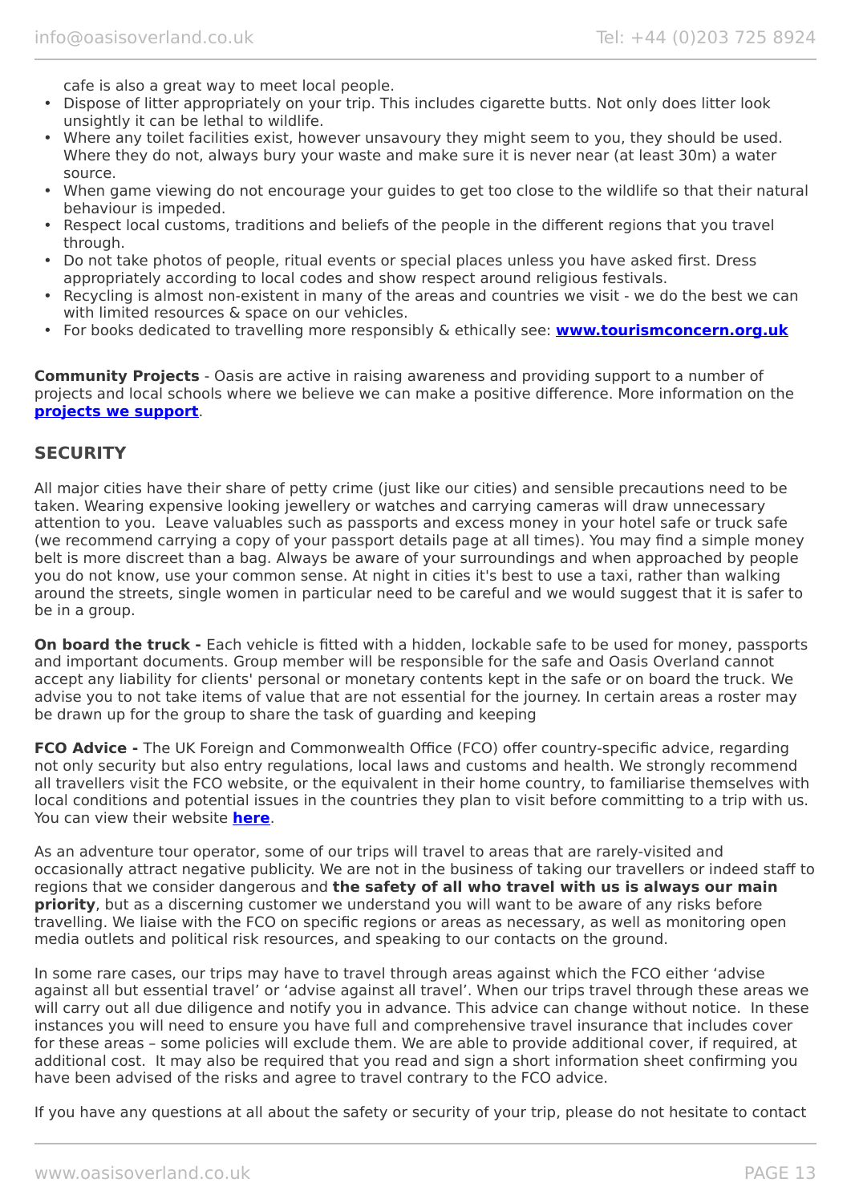cafe is also a great way to meet local people.

- Dispose of litter appropriately on your trip. This includes cigarette butts. Not only does litter look unsightly it can be lethal to wildlife.
- Where any toilet facilities exist, however unsavoury they might seem to you, they should be used. Where they do not, always bury your waste and make sure it is never near (at least 30m) a water source.
- When game viewing do not encourage your guides to get too close to the wildlife so that their natural behaviour is impeded.
- Respect local customs, traditions and beliefs of the people in the different regions that you travel through.
- Do not take photos of people, ritual events or special places unless you have asked first. Dress appropriately according to local codes and show respect around religious festivals.
- Recycling is almost non-existent in many of the areas and countries we visit - we do the best we can with limited resources & space on our vehicles.
- For books dedicated to travelling more responsibly & ethically see: **[www.tourismconcern.org.uk](www.tourismconcern.org.uk)**

**Community Projects** - Oasis are active in raising awareness and providing support to a number of projects and local schools where we believe we can make a positive difference. More information on the **projects we support**.

## SECURITY

All major cities have their share of petty crime (just like our cities) and sensible precautions need to be taken. Wearing expensive looking jewellery or watches and carrying cameras will draw unnecessary attention to you. Leave valuables such as passports and excess money in your hotel safe or truck safe (we recommend carrying a copy of your passport details page at all times). You may find a simple money belt is more discreet than a bag. Always be aware of your surroundings and when approached by people you do not know, use your common sense. At night in cities it's best to use a taxi, rather than walking around the streets, single women in particular need to be careful and we would suggest that it is safer to be in a group.

**On board the truck -** Each vehicle is fitted with a hidden, lockable safe to be used for money, passports and important documents. Group member will be responsible for the safe and Oasis Overland cannot accept any liability for clients' personal or monetary contents kept in the safe or on board the truck. We advise you to not take items of value that are not essential for the journey. In certain areas a roster may be drawn up for the group to share the task of guarding and keeping

**FCO Advice -** The UK Foreign and Commonwealth Office (FCO) offer country-specific advice, regarding not only security but also entry regulations, local laws and customs and health. We strongly recommend all travellers visit the FCO website, or the equivalent in their home country, to familiarise themselves with local conditions and potential issues in the countries they plan to visit before committing to a trip with us. You can view their website **here**.

As an adventure tour operator, some of our trips will travel to areas that are rarely-visited and occasionally attract negative publicity. We are not in the business of taking our travellers or indeed staff to regions that we consider dangerous and **the safety of all who travel with us is always our main priority**, but as a discerning customer we understand you will want to be aware of any risks before travelling. We liaise with the FCO on specific regions or areas as necessary, as well as monitoring open media outlets and political risk resources, and speaking to our contacts on the ground.

In some rare cases, our trips may have to travel through areas against which the FCO either 'advise against all but essential travel' or 'advise against all travel'. When our trips travel through these areas we will carry out all due diligence and notify you in advance. This advice can change without notice. In these instances you will need to ensure you have full and comprehensive travel insurance that includes cover for these areas – some policies will exclude them. We are able to provide additional cover, if required, at additional cost. It may also be required that you read and sign a short information sheet confirming you have been advised of the risks and agree to travel contrary to the FCO advice.

If you have any questions at all about the safety or security of your trip, please do not hesitate to contact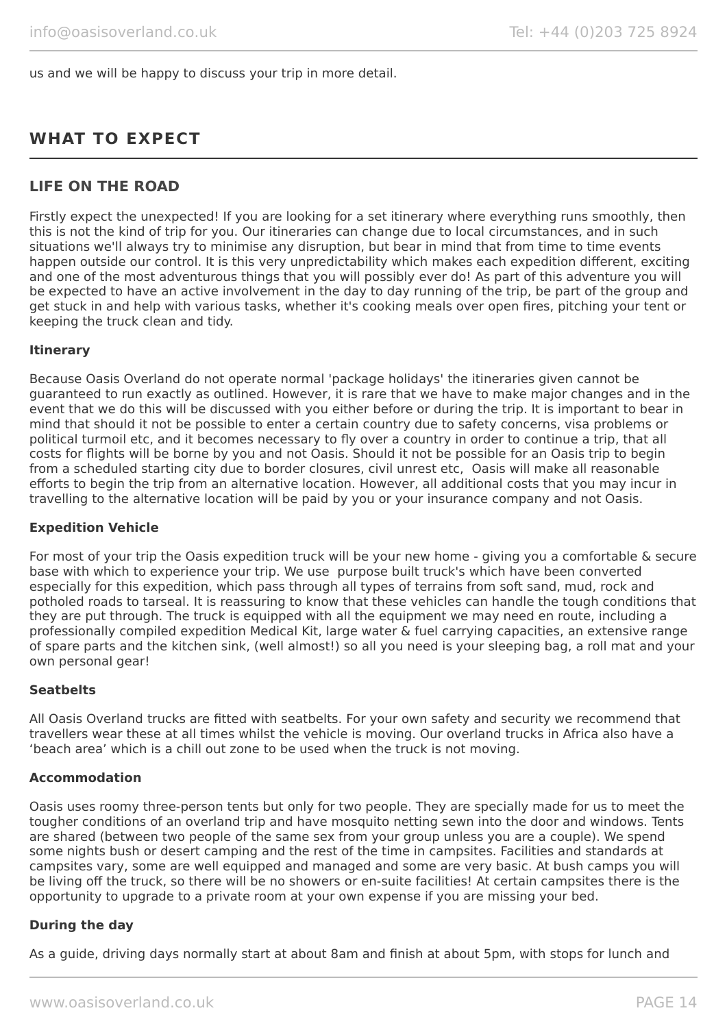us and we will be happy to discuss your trip in more detail.

## WHAT TO EXPECT

### LIFE ON THE ROAD

Firstly expect the unexpected! If you are looking for a set itinerary where everything runs smoothly, then this is not the kind of trip for you. Our itineraries can change due to local circumstances, and in such situations we'll always try to minimise any disruption, but bear in mind that from time to time events happen outside our control. It is this very unpredictability which makes each expedition different, exciting and one of the most adventurous things that you will possibly ever do! As part of this adventure you will be expected to have an active involvement in the day to day running of the trip, be part of the group and get stuck in and help with various tasks, whether it's cooking meals over open fires, pitching your tent or keeping the truck clean and tidy.

**Itinerary**

Because Oasis Overland do not operate normal 'package holidays' the itineraries given cannot be guaranteed to run exactly as outlined. However, it is rare that we have to make major changes and in the event that we do this will be discussed with you either before or during the trip. It is important to bear in mind that should it not be possible to enter a certain country due to safety concerns, visa problems or political turmoil etc, and it becomes necessary to fly over a country in order to continue a trip, that all costs for flights will be borne by you and not Oasis. Should it not be possible for an Oasis trip to begin from a scheduled starting city due to border closures, civil unrest etc, Oasis will make all reasonable efforts to begin the trip from an alternative location. However, all additional costs that you may incur in travelling to the alternative location will be paid by you or your insurance company and not Oasis.

**Expedition Vehicle**

For most of your trip the Oasis expedition truck will be your new home - giving you a comfortable & secure base with which to experience your trip. We use purpose built truck's which have been converted especially for this expedition, which pass through all types of terrains from soft sand, mud, rock and potholed roads to tarseal. It is reassuring to know that these vehicles can handle the tough conditions that they are put through. The truck is equipped with all the equipment we may need en route, including a professionally compiled expedition Medical Kit, large water & fuel carrying capacities, an extensive range of spare parts and the kitchen sink, (well almost!) so all you need is your sleeping bag, a roll mat and your own personal gear!

**Seatbelts**

All Oasis Overland trucks are fitted with seatbelts. For your own safety and security we recommend that travellers wear these at all times whilst the vehicle is moving. Our overland trucks in Africa also have a 'beach area' which is a chill out zone to be used when the truck is not moving.

**Accommodation**

Oasis uses roomy three-person tents but only for two people. They are specially made for us to meet the tougher conditions of an overland trip and have mosquito netting sewn into the door and windows. Tents are shared (between two people of the same sex from your group unless you are a couple). We spend some nights bush or desert camping and the rest of the time in campsites. Facilities and standards at campsites vary, some are well equipped and managed and some are very basic. At bush camps you will be living off the truck, so there will be no showers or en-suite facilities! At certain campsites there is the opportunity to upgrade to a private room at your own expense if you are missing your bed.

**During the day**

As a guide, driving days normally start at about 8am and finish at about 5pm, with stops for lunch and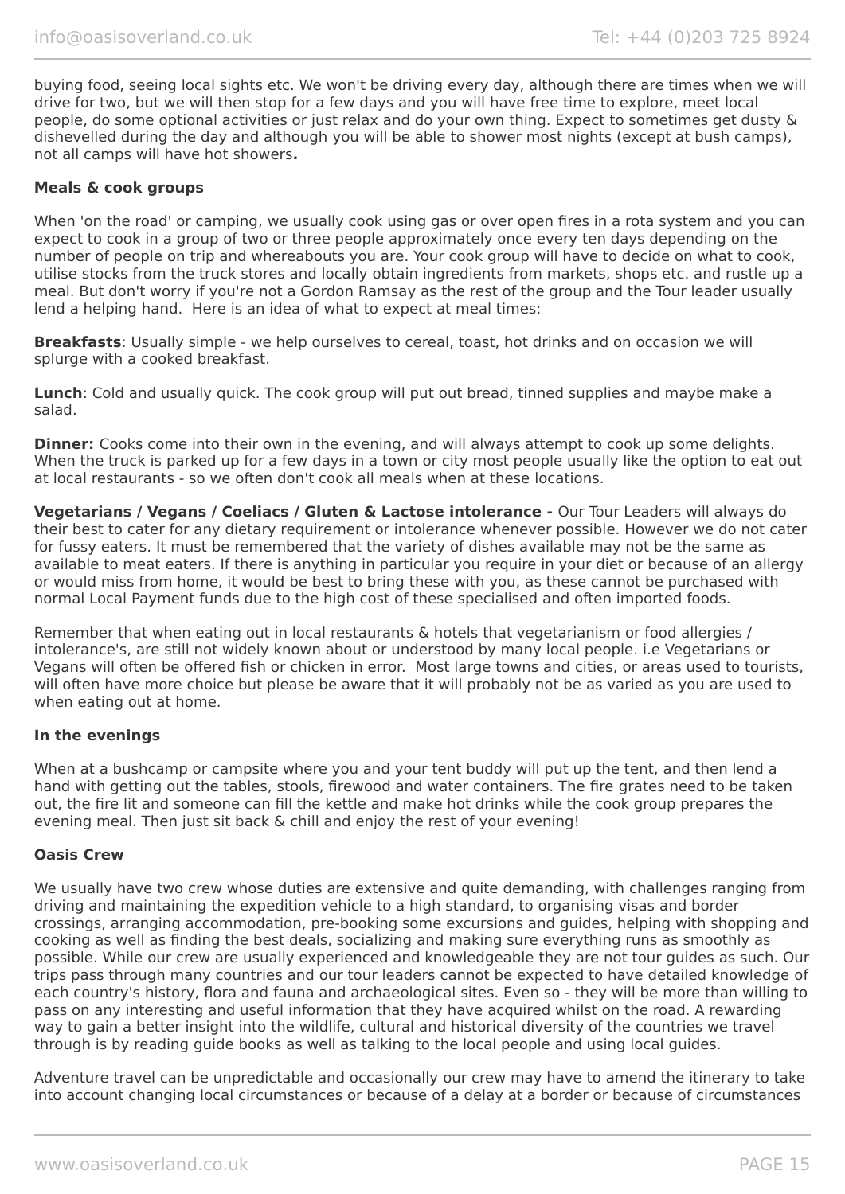buying food, seeing local sights etc. We won't be driving every day, although there are times when we will drive for two, but we will then stop for a few days and you will have free time to explore, meet local people, do some optional activities or just relax and do your own thing. Expect to sometimes get dusty & dishevelled during the day and although you will be able to shower most nights (except at bush camps), not all camps will have hot showers**.**

**Meals & cook groups**

When 'on the road' or camping, we usually cook using gas or over open fires in a rota system and you can expect to cook in a group of two or three people approximately once every ten days depending on the number of people on trip and whereabouts you are. Your cook group will have to decide on what to cook, utilise stocks from the truck stores and locally obtain ingredients from markets, shops etc. and rustle up a meal. But don't worry if you're not a Gordon Ramsay as the rest of the group and the Tour leader usually lend a helping hand. Here is an idea of what to expect at meal times:

**Breakfasts**: Usually simple - we help ourselves to cereal, toast, hot drinks and on occasion we will splurge with a cooked breakfast.

**Lunch**: Cold and usually quick. The cook group will put out bread, tinned supplies and maybe make a salad.

**Dinner:** Cooks come into their own in the evening, and will always attempt to cook up some delights. When the truck is parked up for a few days in a town or city most people usually like the option to eat out at local restaurants - so we often don't cook all meals when at these locations.

**Vegetarians / Vegans / Coeliacs / Gluten & Lactose intolerance -** Our Tour Leaders will always do their best to cater for any dietary requirement or intolerance whenever possible. However we do not cater for fussy eaters. It must be remembered that the variety of dishes available may not be the same as available to meat eaters. If there is anything in particular you require in your diet or because of an allergy or would miss from home, it would be best to bring these with you, as these cannot be purchased with normal Local Payment funds due to the high cost of these specialised and often imported foods.

Remember that when eating out in local restaurants & hotels that vegetarianism or food allergies / intolerance's, are still not widely known about or understood by many local people. i.e Vegetarians or Vegans will often be offered fish or chicken in error. Most large towns and cities, or areas used to tourists, will often have more choice but please be aware that it will probably not be as varied as you are used to when eating out at home.

**In the evenings**

When at a bushcamp or campsite where you and your tent buddy will put up the tent, and then lend a hand with getting out the tables, stools, firewood and water containers. The fire grates need to be taken out, the fire lit and someone can fill the kettle and make hot drinks while the cook group prepares the evening meal. Then just sit back & chill and enjoy the rest of your evening!

**Oasis Crew**

We usually have two crew whose duties are extensive and quite demanding, with challenges ranging from driving and maintaining the expedition vehicle to a high standard, to organising visas and border crossings, arranging accommodation, pre-booking some excursions and guides, helping with shopping and cooking as well as finding the best deals, socializing and making sure everything runs as smoothly as possible. While our crew are usually experienced and knowledgeable they are not tour guides as such. Our trips pass through many countries and our tour leaders cannot be expected to have detailed knowledge of each country's history, flora and fauna and archaeological sites. Even so - they will be more than willing to pass on any interesting and useful information that they have acquired whilst on the road. A rewarding way to gain a better insight into the wildlife, cultural and historical diversity of the countries we travel through is by reading guide books as well as talking to the local people and using local guides.

Adventure travel can be unpredictable and occasionally our crew may have to amend the itinerary to take into account changing local circumstances or because of a delay at a border or because of circumstances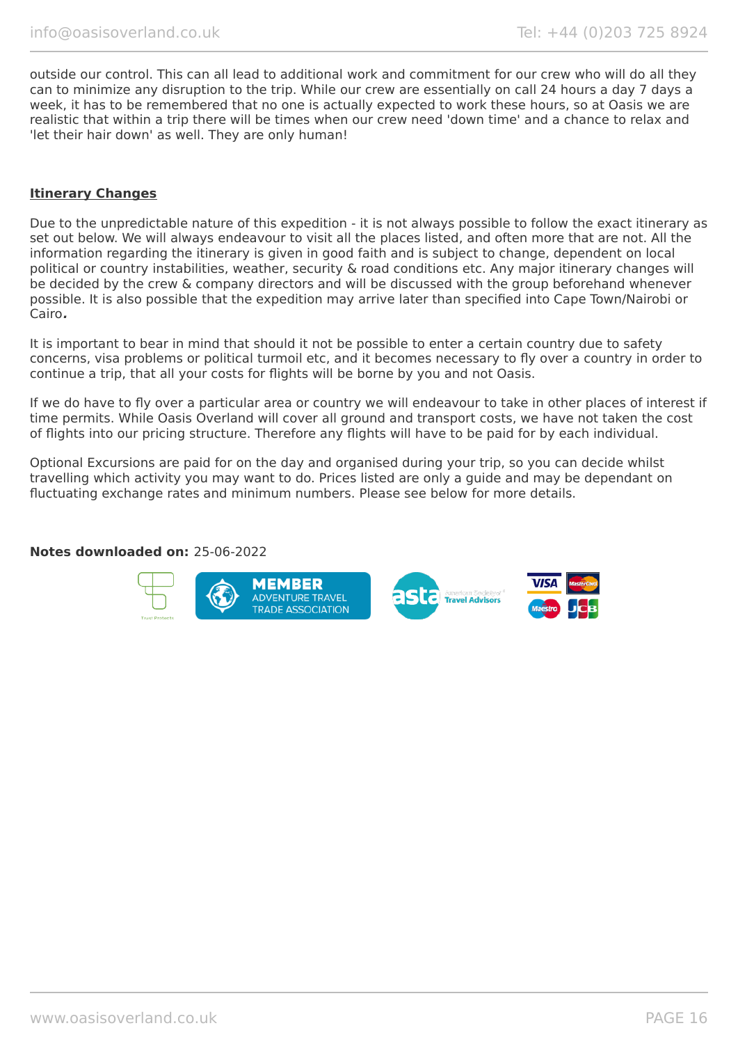outside our control. This can all lead to additional work and commitment for our crew who will do all they can to minimize any disruption to the trip. While our crew are essentially on call 24 hours a day 7 days a week, it has to be remembered that no one is actually expected to work these hours, so at Oasis we are realistic that within a trip there will be times when our crew need 'down time' and a chance to relax and 'let their hair down' as well. They are only human!

## Itinerary Changes

Due to the unpredictable nature of this expedition - it is not always possible to follow the exact itinerary as set out below. We will always endeavour to visit all the places listed, and often more that are not. All the information regarding the itinerary is given in good faith and is subject to change, dependent on local political or country instabilities, weather, security & road conditions etc. Any major itinerary changes will be decided by the crew & company directors and will be discussed with the group beforehand whenever possible. It is also possible that the expedition may arrive later than specified into Cape Town/Nairobi or Cairo**.**

It is important to bear in mind that should it not be possible to enter a certain country due to safety concerns, visa problems or political turmoil etc, and it becomes necessary to fly over a country in order to continue a trip, that all your costs for flights will be borne by you and not Oasis.

If we do have to fly over a particular area or country we will endeavour to take in other places of interest if time permits. While Oasis Overland will cover all ground and transport costs, we have not taken the cost of flights into our pricing structure. Therefore any flights will have to be paid for by each individual.

Optional Excursions are paid for on the day and organised during your trip, so you can decide whilst travelling which activity you may want to do. Prices listed are only a guide and may be dependant on fluctuating exchange rates and minimum numbers. Please see below for more details.

**Notes downloaded on:** 25-06-2022